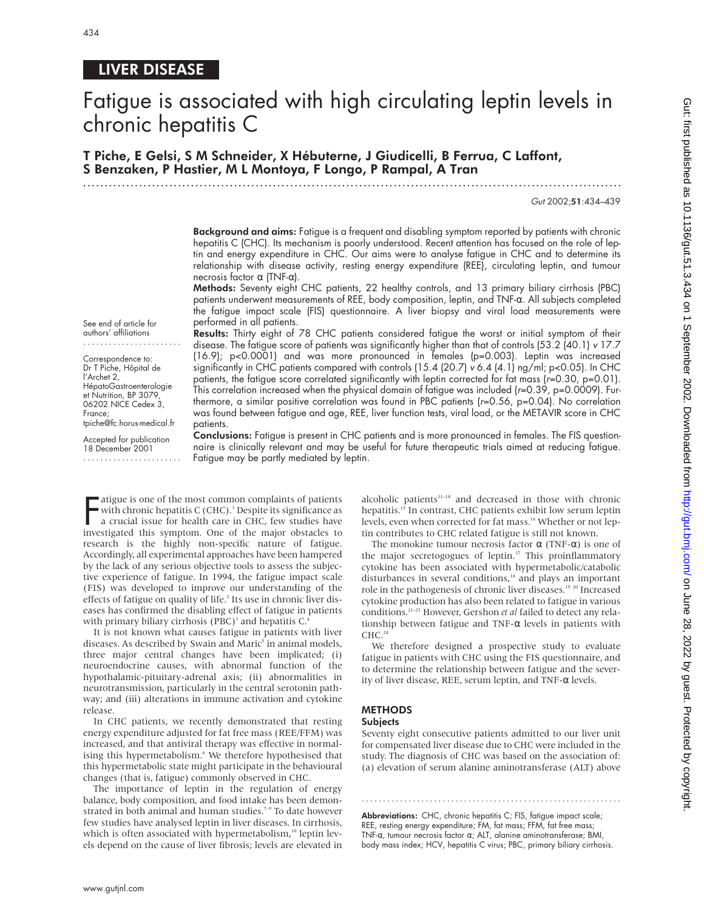LIVER DISEASE

# Fatigue is associated with high circulating leptin levels in chronic hepatitis C

**T Piche, E Gelsi, S M Schneider, X Hébuterne, J Giudicelli, B Ferrua, C Laffont, S Benzaken, P Hastier, M L Montoya, F Longo, P Rampal, A Tran**

*Gut* 2002;**51**:434–439

**Background and aims:** Fatigue is a frequent and disabling symptom reported by patients with chronic hepatitis C (CHC). Its mechanism is poorly understood. Recent attention has focused on the role of leptin and energy expenditure in CHC. Our aims were to analyse fatigue in CHC and to determine its relationship with disease activity, resting energy expenditure (REE), circulating leptin, and tumour necrosis factor α (TNF-α).

**Methods:** Seventy eight CHC patients, 22 healthy controls, and 13 primary biliary cirrhosis (PBC) patients underwent measurements of REE, body composition, leptin, and TNF-α. All subjects completed the fatigue impact scale (FIS) questionnaire. A liver biopsy and viral load measurements were performed in all patients.

**Results:** Thirty eight of 78 CHC patients considered fatigue the worst or initial symptom of their disease. The fatigue score of patients was significantly higher than that of controls (53.2 (40.1) *v* 17.7 (16.9); $p<0.0001$) and was more pronounced in females ($p=0.003$). Leptin was increased significantly in CHC patients compared with controls (15.4 (20.7) *v* 6.4 (4.1) ng/ml; $p<0.05$). In CHC patients, the fatigue score correlated significantly with leptin corrected for fat mass ($r=0.30$, $p=0.01$). This correlation increased when the physical domain of fatigue was included ($r=0.39$, $p=0.0009$). Furthermore, a similar positive correlation was found in PBC patients ($r=0.56$, $p=0.04$). No correlation was found between fatigue and age, REE, liver function tests, viral load, or the METAVIR score in CHC patients.

**Conclusions:** Fatigue is present in CHC patients and is more pronounced in females. The FIS questionnaire is clinically relevant and may be useful for future therapeutic trials aimed at reducing fatigue. Fatigue may be partly mediated by leptin.

See end of article for authors' affiliations

Correspondence to: Dr T Piche, Hôpital de l'Archet 2, HépatoGastroenterologie et Nutrition, BP 3079, 06202 NICE Cedex 3, France; tpiche@fc.horus-medical.fr

Accepted for publication 18 December 2001

Fatigue is one of the most common complaints of patients with chronic hepatitis C (CHC).[1] Despite its significance as a crucial issue for health care in CHC, few studies have investigated this symptom. One of the major obstacles to research is the highly non-specific nature of fatigue. Accordingly, all experimental approaches have been hampered by the lack of any serious objective tools to assess the subjective experience of fatigue. In 1994, the fatigue impact scale (FIS) was developed to improve our understanding of the effects of fatigue on quality of life.[2] Its use in chronic liver diseases has confirmed the disabling effect of fatigue in patients with primary biliary cirrhosis (PBC)[3] and hepatitis C.[4]

It is not known what causes fatigue in patients with liver diseases. As described by Swain and Maric[5] in animal models, three major central changes have been implicated; (i) neuroendocrine causes, with abnormal function of the hypothalamic-pituitary-adrenal axis; (ii) abnormalities in neurotransmission, particularly in the central serotonin pathway; and (iii) alterations in immune activation and cytokine release.

In CHC patients, we recently demonstrated that resting energy expenditure adjusted for fat free mass (REE/FFM) was increased, and that antiviral therapy was effective in normalising this hypermetabolism.[6] We therefore hypothesised that this hypermetabolic state might participate in the behavioural changes (that is, fatigue) commonly observed in CHC.

The importance of leptin in the regulation of energy balance, body composition, and food intake has been demonstrated in both animal and human studies.[7–9] To date however few studies have analysed leptin in liver diseases. In cirrhosis, which is often associated with hypermetabolism,[10] leptin levels depend on the cause of liver fibrosis; levels are elevated in alcoholic patients[11–14] and decreased in those with chronic hepatitis.[15] In contrast, CHC patients exhibit low serum leptin levels, even when corrected for fat mass.[16] Whether or not leptin contributes to CHC related fatigue is still not known.

The monokine tumour necrosis factor α (TNF-α) is one of the major secretogogues of leptin.[17] This proinflammatory cytokine has been associated with hypermetabolic/catabolic disturbances in several conditions,[18] and plays an important role in the pathogenesis of chronic liver diseases.[19 20] Increased cytokine production has also been related to fatigue in various conditions.[21–23] However, Gershon *et al* failed to detect any relationship between fatigue and TNF-α levels in patients with CHC.[24]

We therefore designed a prospective study to evaluate fatigue in patients with CHC using the FIS questionnaire, and to determine the relationship between fatigue and the severity of liver disease, REE, serum leptin, and TNF-α levels.

## METHODS

### Subjects

Seventy eight consecutive patients admitted to our liver unit for compensated liver disease due to CHC were included in the study. The diagnosis of CHC was based on the association of: (a) elevation of serum alanine aminotransferase (ALT) above

**Abbreviations:** CHC, chronic hepatitis C; FIS, fatigue impact scale; REE, resting energy expenditure; FM, fat mass; FFM, fat free mass; TNF-α, tumour necrosis factor α; ALT, alanine aminotransferase; BMI, body mass index; HCV, hepatitis C virus; PBC, primary biliary cirrhosis.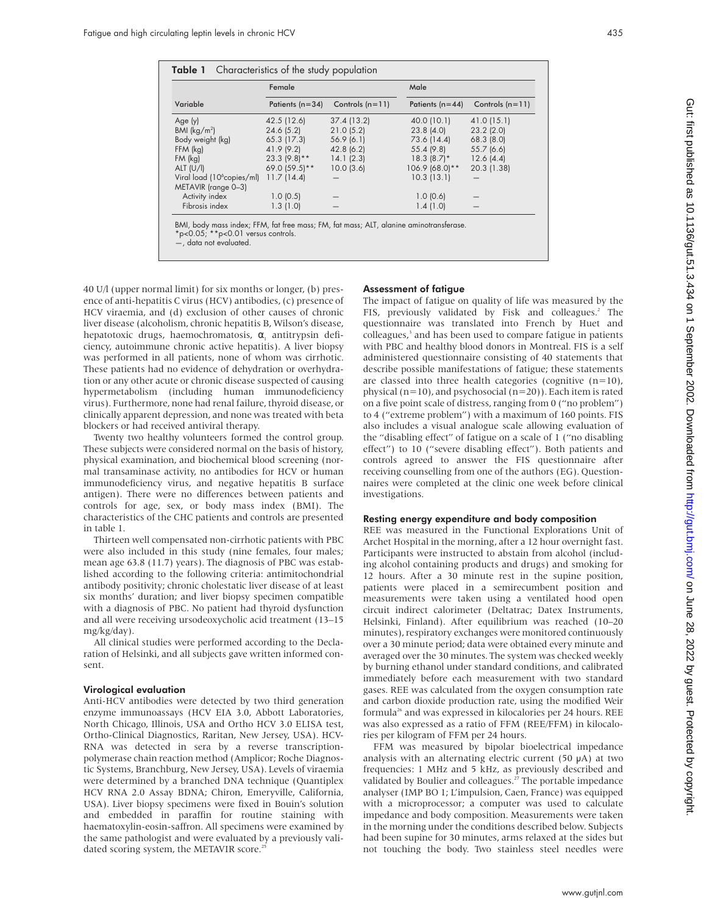**Table 1** Characteristics of the study population

| Variable | Female | | Male | |
|---|---|---|---|---|
| | Patients (n=34) | Controls (n=11) | Patients (n=44) | Controls (n=11) |
| Age (y) | 42.5 (12.6) | 37.4 (13.2) | 40.0 (10.1) | 41.0 (15.1) |
| BMI (kg/m$^2$) | 24.6 (5.2) | 21.0 (5.2) | 23.8 (4.0) | 23.2 (2.0) |
| Body weight (kg) | 65.3 (17.3) | 56.9 (6.1) | 73.6 (14.4) | 68.3 (8.0) |
| FFM (kg) | 41.9 (9.2) | 42.8 (6.2) | 55.4 (9.8) | 55.7 (6.6) |
| FM (kg) | 23.3 (9.8)** | 14.1 (2.3) | 18.3 (8.7)* | 12.6 (4.4) |
| ALT (U/l) | 69.0 (59.5)** | 10.0 (3.6) | 106.9 (68.0)** | 20.3 (1.38) |
| Viral load ($10^6$copies/ml) | 11.7 (14.4) | — | 10.3 (13.1) | — |
| METAVIR (range 0–3) | | | | |
| Activity index | 1.0 (0.5) | — | 1.0 (0.6) | — |
| Fibrosis index | 1.3 (1.0) | — | 1.4 (1.0) | — |

BMI, body mass index; FFM, fat free mass; FM, fat mass; ALT, alanine aminotransferase.
*p<0.05; **p<0.01 versus controls.
—, data not evaluated.

40 U/l (upper normal limit) for six months or longer, (b) presence of anti-hepatitis C virus (HCV) antibodies, (c) presence of HCV viraemia, and (d) exclusion of other causes of chronic liver disease (alcoholism, chronic hepatitis B, Wilson's disease, hepatotoxic drugs, haemochromatosis, $\alpha_1$ antitrypsin deficiency, autoimmune chronic active hepatitis). A liver biopsy was performed in all patients, none of whom was cirrhotic. These patients had no evidence of dehydration or overhydration or any other acute or chronic disease suspected of causing hypermetabolism (including human immunodeficiency virus). Furthermore, none had renal failure, thyroid disease, or clinically apparent depression, and none was treated with beta blockers or had received antiviral therapy.

Twenty two healthy volunteers formed the control group. These subjects were considered normal on the basis of history, physical examination, and biochemical blood screening (normal transaminase activity, no antibodies for HCV or human immunodeficiency virus, and negative hepatitis B surface antigen). There were no differences between patients and controls for age, sex, or body mass index (BMI). The characteristics of the CHC patients and controls are presented in table 1.

Thirteen well compensated non-cirrhotic patients with PBC were also included in this study (nine females, four males; mean age 63.8 (11.7) years). The diagnosis of PBC was established according to the following criteria: antimitochondrial antibody positivity; chronic cholestatic liver disease of at least six months' duration; and liver biopsy specimen compatible with a diagnosis of PBC. No patient had thyroid dysfunction and all were receiving ursodeoxycholic acid treatment (13–15 mg/kg/day).

All clinical studies were performed according to the Declaration of Helsinki, and all subjects gave written informed consent.

### Virological evaluation

Anti-HCV antibodies were detected by two third generation enzyme immunoassays (HCV EIA 3.0, Abbott Laboratories, North Chicago, Illinois, USA and Ortho HCV 3.0 ELISA test, Ortho-Clinical Diagnostics, Raritan, New Jersey, USA). HCV-RNA was detected in sera by a reverse transcription-polymerase chain reaction method (Amplicor; Roche Diagnostic Systems, Branchburg, New Jersey, USA). Levels of viraemia were determined by a branched DNA technique (Quantiplex HCV RNA 2.0 Assay BDNA; Chiron, Emeryville, California, USA). Liver biopsy specimens were fixed in Bouin's solution and embedded in paraffin for routine staining with haematoxylin-eosin-saffron. All specimens were examined by the same pathologist and were evaluated by a previously validated scoring system, the METAVIR score.[25]

### Assessment of fatigue

The impact of fatigue on quality of life was measured by the FIS, previously validated by Fisk and colleagues.[2] The questionnaire was translated into French by Huet and colleagues,[3] and has been used to compare fatigue in patients with PBC and healthy blood donors in Montreal. FIS is a self administered questionnaire consisting of 40 statements that describe possible manifestations of fatigue; these statements are classed into three health categories (cognitive (n=10), physical (n=10), and psychosocial (n=20)). Each item is rated on a five point scale of distress, ranging from 0 ("no problem") to 4 ("extreme problem") with a maximum of 160 points. FIS also includes a visual analogue scale allowing evaluation of the "disabling effect" of fatigue on a scale of 1 ("no disabling effect") to 10 ("severe disabling effect"). Both patients and controls agreed to answer the FIS questionnaire after receiving counselling from one of the authors (EG). Questionnaires were completed at the clinic one week before clinical investigations.

### Resting energy expenditure and body composition

REE was measured in the Functional Explorations Unit of Archet Hospital in the morning, after a 12 hour overnight fast. Participants were instructed to abstain from alcohol (including alcohol containing products and drugs) and smoking for 12 hours. After a 30 minute rest in the supine position, patients were placed in a semirecumbent position and measurements were taken using a ventilated hood open circuit indirect calorimeter (Deltatrac; Datex Instruments, Helsinki, Finland). After equilibrium was reached (10–20 minutes), respiratory exchanges were monitored continuously over a 30 minute period; data were obtained every minute and averaged over the 30 minutes. The system was checked weekly by burning ethanol under standard conditions, and calibrated immediately before each measurement with two standard gases. REE was calculated from the oxygen consumption rate and carbon dioxide production rate, using the modified Weir formula[26] and was expressed in kilocalories per 24 hours. REE was also expressed as a ratio of FFM (REE/FFM) in kilocalories per kilogram of FFM per 24 hours.

FFM was measured by bipolar bioelectrical impedance analysis with an alternating electric current (50 µA) at two frequencies: 1 MHz and 5 kHz, as previously described and validated by Boulier and colleagues.[27] The portable impedance analyser (IMP BO 1; L'impulsion, Caen, France) was equipped with a microprocessor; a computer was used to calculate impedance and body composition. Measurements were taken in the morning under the conditions described below. Subjects had been supine for 30 minutes, arms relaxed at the sides but not touching the body. Two stainless steel needles were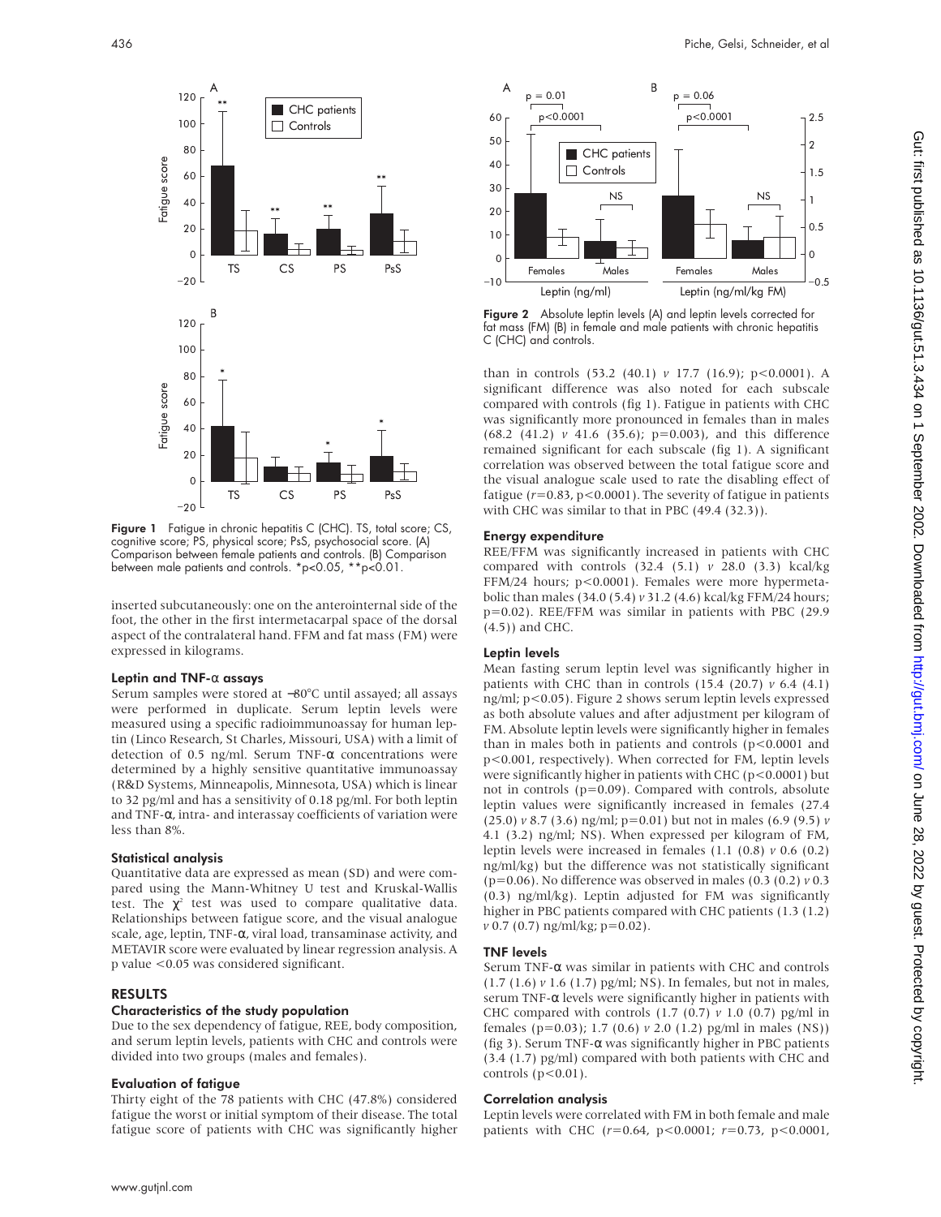Figure 1 Fatigue in chronic hepatitis C (CHC). TS, total score; CS, cognitive score; PS, physical score; PsS, psychosocial score. (A) Comparison between female patients and controls. (B) Comparison between male patients and controls. *p<0.05, **p<0.01.

inserted subcutaneously: one on the anterointernal side of the foot, the other in the first intermetacarpal space of the dorsal aspect of the contralateral hand. FFM and fat mass (FM) were expressed in kilograms.

### Leptin and TNF-α assays

Serum samples were stored at −80°C until assayed; all assays were performed in duplicate. Serum leptin levels were measured using a specific radioimmunoassay for human leptin (Linco Research, St Charles, Missouri, USA) with a limit of detection of 0.5 ng/ml. Serum TNF-α concentrations were determined by a highly sensitive quantitative immunoassay (R&D Systems, Minneapolis, Minnesota, USA) which is linear to 32 pg/ml and has a sensitivity of 0.18 pg/ml. For both leptin and TNF-α, intra- and interassay coefficients of variation were less than 8%.

### Statistical analysis

Quantitative data are expressed as mean (SD) and were compared using the Mann-Whitney U test and Kruskal-Wallis test. The $\chi^2$ test was used to compare qualitative data. Relationships between fatigue score, and the visual analogue scale, age, leptin, TNF-α, viral load, transaminase activity, and METAVIR score were evaluated by linear regression analysis. A p value <0.05 was considered significant.

## RESULTS

### Characteristics of the study population

Due to the sex dependency of fatigue, REE, body composition, and serum leptin levels, patients with CHC and controls were divided into two groups (males and females).

### Evaluation of fatigue

Thirty eight of the 78 patients with CHC (47.8%) considered fatigue the worst or initial symptom of their disease. The total fatigue score of patients with CHC was significantly higher than in controls (53.2 (40.1) *v* 17.7 (16.9); p<0.0001). A significant difference was also noted for each subscale compared with controls (fig 1). Fatigue in patients with CHC was significantly more pronounced in females than in males (68.2 (41.2) *v* 41.6 (35.6); p=0.003), and this difference remained significant for each subscale (fig 1). A significant correlation was observed between the total fatigue score and the visual analogue scale used to rate the disabling effect of fatigue (*r*=0.83, p<0.0001). The severity of fatigue in patients with CHC was similar to that in PBC (49.4 (32.3)).

Figure 2 Absolute leptin levels (A) and leptin levels corrected for fat mass (FM) (B) in female and male patients with chronic hepatitis C (CHC) and controls.

### Energy expenditure

REE/FFM was significantly increased in patients with CHC compared with controls (32.4 (5.1) *v* 28.0 (3.3) kcal/kg FFM/24 hours; p<0.0001). Females were more hypermetabolic than males (34.0 (5.4) *v* 31.2 (4.6) kcal/kg FFM/24 hours; p=0.02). REE/FFM was similar in patients with PBC (29.9 (4.5)) and CHC.

### Leptin levels

Mean fasting serum leptin level was significantly higher in patients with CHC than in controls (15.4 (20.7) *v* 6.4 (4.1) ng/ml; p<0.05). Figure 2 shows serum leptin levels expressed as both absolute values and after adjustment per kilogram of FM. Absolute leptin levels were significantly higher in females than in males both in patients and controls (p<0.0001 and p<0.001, respectively). When corrected for FM, leptin levels were significantly higher in patients with CHC (p<0.0001) but not in controls (p=0.09). Compared with controls, absolute leptin values were significantly increased in females (27.4 (25.0) *v* 8.7 (3.6) ng/ml; p=0.01) but not in males (6.9 (9.5) *v* 4.1 (3.2) ng/ml; NS). When expressed per kilogram of FM, leptin levels were increased in females (1.1 (0.8) *v* 0.6 (0.2) ng/ml/kg) but the difference was not statistically significant (p=0.06). No difference was observed in males (0.3 (0.2) *v* 0.3 (0.3) ng/ml/kg). Leptin adjusted for FM was significantly higher in PBC patients compared with CHC patients (1.3 (1.2) *v* 0.7 (0.7) ng/ml/kg; p=0.02).

### TNF levels

Serum TNF-α was similar in patients with CHC and controls (1.7 (1.6) *v* 1.6 (1.7) pg/ml; NS). In females, but not in males, serum TNF-α levels were significantly higher in patients with CHC compared with controls (1.7 (0.7) *v* 1.0 (0.7) pg/ml in females (p=0.03); 1.7 (0.6) *v* 2.0 (1.2) pg/ml in males (NS)) (fig 3). Serum TNF-α was significantly higher in PBC patients (3.4 (1.7) pg/ml) compared with both patients with CHC and controls (p<0.01).

### Correlation analysis

Leptin levels were correlated with FM in both female and male patients with CHC (*r*=0.64, p<0.0001; *r*=0.73, p<0.0001,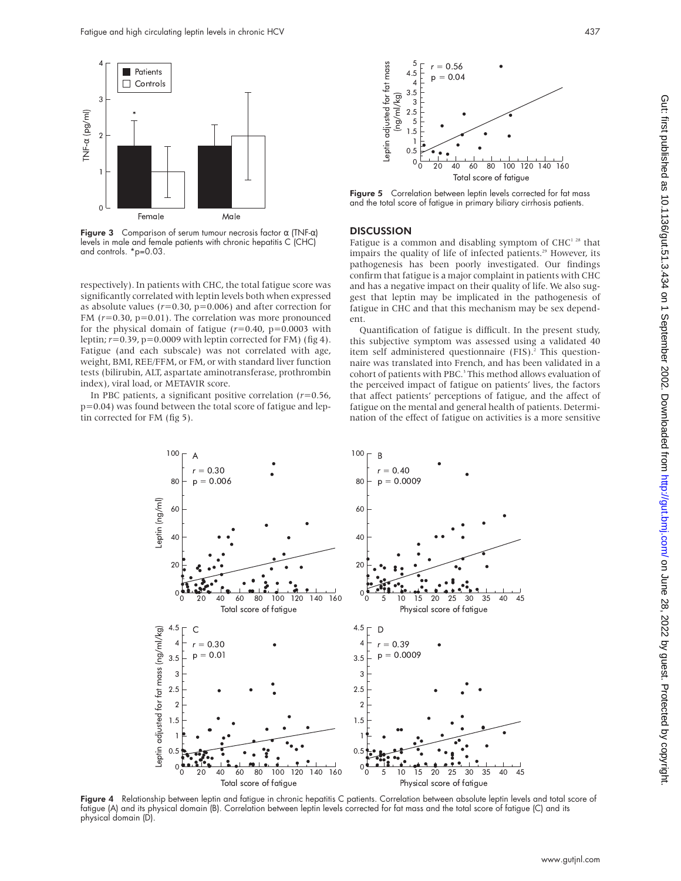Figure 3 Comparison of serum tumour necrosis factor α (TNF-α) levels in male and female patients with chronic hepatitis C (CHC) and controls. *p=0.03.

respectively). In patients with CHC, the total fatigue score was significantly correlated with leptin levels both when expressed as absolute values ($r$=0.30, p=0.006) and after correction for FM ($r$=0.30, p=0.01). The correlation was more pronounced for the physical domain of fatigue ($r$=0.40, p=0.0003 with leptin; $r$=0.39, p=0.0009 with leptin corrected for FM) (fig 4). Fatigue (and each subscale) was not correlated with age, weight, BMI, REE/FFM, or FM, or with standard liver function tests (bilirubin, ALT, aspartate aminotransferase, prothrombin index), viral load, or METAVIR score.

In PBC patients, a significant positive correlation ($r$=0.56, p=0.04) was found between the total score of fatigue and leptin corrected for FM (fig 5).

Figure 5 Correlation between leptin levels corrected for fat mass and the total score of fatigue in primary biliary cirrhosis patients.

## DISCUSSION

Fatigue is a common and disabling symptom of CHC[1 28] that impairs the quality of life of infected patients.[29] However, its pathogenesis has been poorly investigated. Our findings confirm that fatigue is a major complaint in patients with CHC and has a negative impact on their quality of life. We also suggest that leptin may be implicated in the pathogenesis of fatigue in CHC and that this mechanism may be sex dependent.

Quantification of fatigue is difficult. In the present study, this subjective symptom was assessed using a validated 40 item self administered questionnaire (FIS).[2] This questionnaire was translated into French, and has been validated in a cohort of patients with PBC.[3] This method allows evaluation of the perceived impact of fatigue on patients' lives, the factors that affect patients' perceptions of fatigue, and the affect of fatigue on the mental and general health of patients. Determination of the effect of fatigue on activities is a more sensitive

Figure 4 Relationship between leptin and fatigue in chronic hepatitis C patients. Correlation between absolute leptin levels and total score of fatigue (A) and its physical domain (B). Correlation between leptin levels corrected for fat mass and the total score of fatigue (C) and its physical domain (D).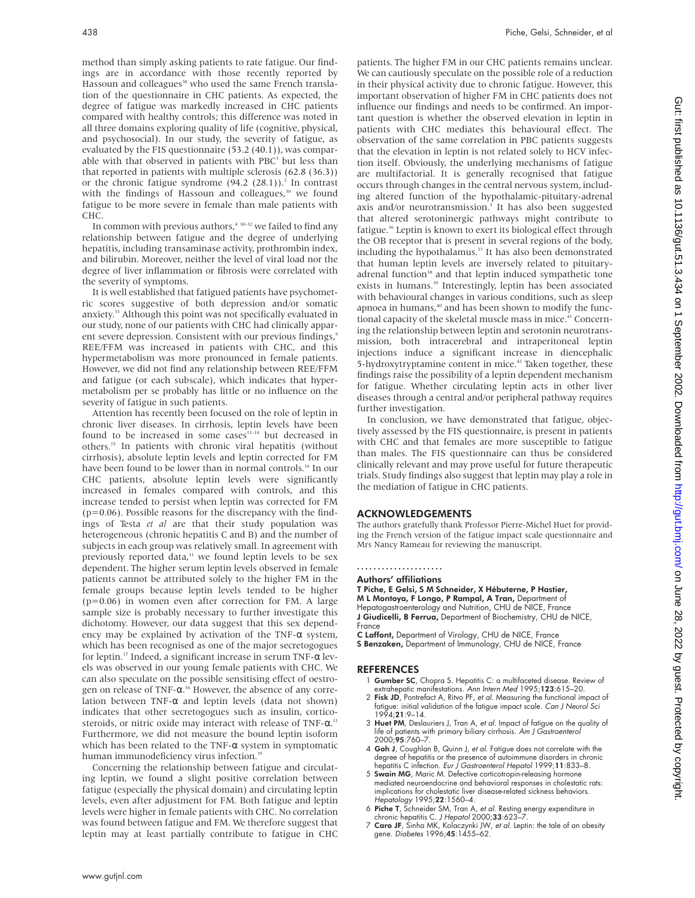method than simply asking patients to rate fatigue. Our findings are in accordance with those recently reported by Hassoun and colleagues[30] who used the same French translation of the questionnaire in CHC patients. As expected, the degree of fatigue was markedly increased in CHC patients compared with healthy controls; this difference was noted in all three domains exploring quality of life (cognitive, physical, and psychosocial). In our study, the severity of fatigue, as evaluated by the FIS questionnaire (53.2 (40.1)), was comparable with that observed in patients with PBC[3] but less than that reported in patients with multiple sclerosis (62.8 (36.3)) or the chronic fatigue syndrome (94.2 (28.1)).[2] In contrast with the findings of Hassoun and colleagues,[30] we found fatigue to be more severe in female than male patients with CHC.

In common with previous authors,[4 30–32] we failed to find any relationship between fatigue and the degree of underlying hepatitis, including transaminase activity, prothrombin index, and bilirubin. Moreover, neither the level of viral load nor the degree of liver inflammation or fibrosis were correlated with the severity of symptoms.

It is well established that fatigued patients have psychometric scores suggestive of both depression and/or somatic anxiety.[33] Although this point was not specifically evaluated in our study, none of our patients with CHC had clinically apparent severe depression. Consistent with our previous findings,[6] REE/FFM was increased in patients with CHC, and this hypermetabolism was more pronounced in female patients. However, we did not find any relationship between REE/FFM and fatigue (or each subscale), which indicates that hypermetabolism per se probably has little or no influence on the severity of fatigue in such patients.

Attention has recently been focused on the role of leptin in chronic liver diseases. In cirrhosis, leptin levels have been found to be increased in some cases[11–14] but decreased in others.[15] In patients with chronic viral hepatitis (without cirrhosis), absolute leptin levels and leptin corrected for FM have been found to be lower than in normal controls.[16] In our CHC patients, absolute leptin levels were significantly increased in females compared with controls, and this increase tended to persist when leptin was corrected for FM ($p=0.06$). Possible reasons for the discrepancy with the findings of Testa *et al* are that their study population was heterogeneous (chronic hepatitis C and B) and the number of subjects in each group was relatively small. In agreement with previously reported data,[11] we found leptin levels to be sex dependent. The higher serum leptin levels observed in female patients cannot be attributed solely to the higher FM in the female groups because leptin levels tended to be higher ($p=0.06$) in women even after correction for FM. A large sample size is probably necessary to further investigate this dichotomy. However, our data suggest that this sex dependency may be explained by activation of the TNF-α system, which has been recognised as one of the major secretogogues for leptin.[17] Indeed, a significant increase in serum TNF-α levels was observed in our young female patients with CHC. We can also speculate on the possible sensitising effect of oestrogen on release of TNF-α.[34] However, the absence of any correlation between TNF-α and leptin levels (data not shown) indicates that other secretogogues such as insulin, corticosteroids, or nitric oxide may interact with release of TNF-α.[11] Furthermore, we did not measure the bound leptin isoform which has been related to the TNF-α system in symptomatic human immunodeficiency virus infection.[35]

Concerning the relationship between fatigue and circulating leptin, we found a slight positive correlation between fatigue (especially the physical domain) and circulating leptin levels, even after adjustment for FM. Both fatigue and leptin levels were higher in female patients with CHC. No correlation was found between fatigue and FM. We therefore suggest that leptin may at least partially contribute to fatigue in CHC patients. The higher FM in our CHC patients remains unclear. We can cautiously speculate on the possible role of a reduction in their physical activity due to chronic fatigue. However, this important observation of higher FM in CHC patients does not influence our findings and needs to be confirmed. An important question is whether the observed elevation in leptin in patients with CHC mediates this behavioural effect. The observation of the same correlation in PBC patients suggests that the elevation in leptin is not related solely to HCV infection itself. Obviously, the underlying mechanisms of fatigue are multifactorial. It is generally recognised that fatigue occurs through changes in the central nervous system, including altered function of the hypothalamic-pituitary-adrenal axis and/or neurotransmission.[5] It has also been suggested that altered serotoninergic pathways might contribute to fatigue.[36] Leptin is known to exert its biological effect through the OB receptor that is present in several regions of the body, including the hypothalamus.[37] It has also been demonstrated that human leptin levels are inversely related to pituitary-adrenal function[38] and that leptin induced sympathetic tone exists in humans.[39] Interestingly, leptin has been associated with behavioural changes in various conditions, such as sleep apnoea in humans,[40] and has been shown to modify the functional capacity of the skeletal muscle mass in mice.[41] Concerning the relationship between leptin and serotonin neurotransmission, both intracerebral and intraperitoneal leptin injections induce a significant increase in diencephalic 5-hydroxytryptamine content in mice.[42] Taken together, these findings raise the possibility of a leptin dependent mechanism for fatigue. Whether circulating leptin acts in other liver diseases through a central and/or peripheral pathway requires further investigation.

In conclusion, we have demonstrated that fatigue, objectively assessed by the FIS questionnaire, is present in patients with CHC and that females are more susceptible to fatigue than males. The FIS questionnaire can thus be considered clinically relevant and may prove useful for future therapeutic trials. Study findings also suggest that leptin may play a role in the mediation of fatigue in CHC patients.

## ACKNOWLEDGEMENTS

The authors gratefully thank Professor Pierre-Michel Huet for providing the French version of the fatigue impact scale questionnaire and Mrs Nancy Rameau for reviewing the manuscript.

### Authors' affiliations

**T Piche, E Gelsi, S M Schneider, X Hébuterne, P Hastier, M L Montoya, F Longo, P Rampal, A Tran,** Department of Hepatogastroenterology and Nutrition, CHU de NICE, France
**J Giudicelli, B Ferrua,** Department of Biochemistry, CHU de NICE, France
**C Laffont,** Department of Virology, CHU de NICE, France
**S Benzaken,** Department of Immunology, CHU de NICE, France

## REFERENCES

1. **Gumber SC**, Chopra S. Hepatitis C: a multifaceted disease. Review of extrahepatic manifestations. *Ann Intern Med* 1995;**123**:615–20.
2. **Fisk JD**, Pontrefact A, Ritvo PF, *et al*. Measuring the functional impact of fatigue: initial validation of the fatigue impact scale. *Can J Neurol Sci* 1994;**21**:9–14.
3. **Huet PM**, Deslauriers J, Tran A, *et al*. Impact of fatigue on the quality of life of patients with primary biliary cirrhosis. *Am J Gastroenterol* 2000;**95**:760–7.
4. **Goh J**, Coughlan B, Quinn J, *et al*. Fatigue does not correlate with the degree of hepatitis or the presence of autoimmune disorders in chronic hepatitis C infection. *Eur J Gastroenterol Hepatol* 1999;**11**:833–8.
5. **Swain MG**, Maric M. Defective corticotropin-releasing hormone mediated neuroendocrine and behavioral responses in cholestatic rats: implications for cholestatic liver disease-related sickness behaviors. *Hepatology* 1995;**22**:1560–4.
6. **Piche T**, Schneider SM, Tran A, *et al*. Resting energy expenditure in chronic hepatitis C. *J Hepatol* 2000;**33**:623–7.
7. **Caro JF**, Sinha MK, Kolaczynki JW, *et al*. Leptin: the tale of an obesity gene. *Diabetes* 1996;**45**:1455–62.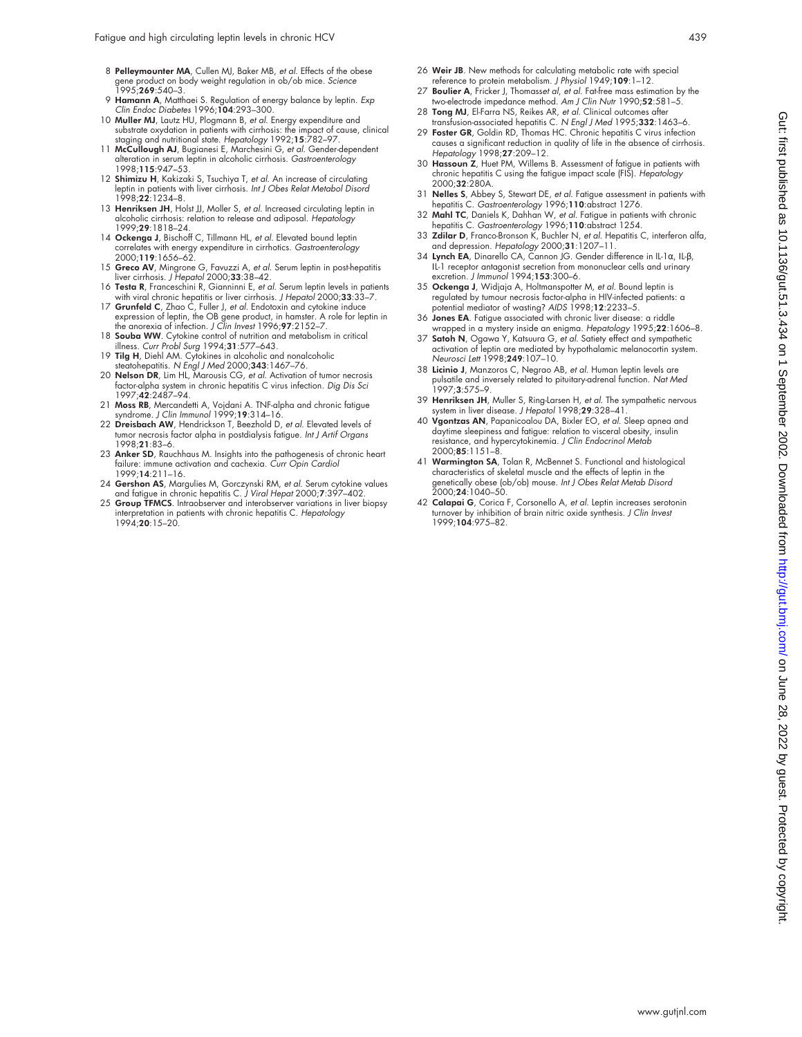8 **Pelleymounter MA**, Cullen MJ, Baker MB, *et al*. Effects of the obese gene product on body weight regulation in ob/ob mice. *Science* 1995;**269**:540–3.

9 **Hamann A**, Matthaei S. Regulation of energy balance by leptin. *Exp Clin Endoc Diabetes* 1996;**104**:293–300.

10 **Muller MJ**, Lautz HU, Plogmann B, *et al*. Energy expenditure and substrate oxydation in patients with cirrhosis: the impact of cause, clinical staging and nutritional state. *Hepatology* 1992;**15**:782–97.

11 **McCullough AJ**, Bugianesi E, Marchesini G, *et al*. Gender-dependent alteration in serum leptin in alcoholic cirrhosis. *Gastroenterology* 1998;**115**:947–53.

12 **Shimizu H**, Kakizaki S, Tsuchiya T, *et al*. An increase of circulating leptin in patients with liver cirrhosis. *Int J Obes Relat Metabol Disord* 1998;**22**:1234–8.

13 **Henriksen JH**, Holst JJ, Moller S, *et al*. Increased circulating leptin in alcoholic cirrhosis: relation to release and adiposal. *Hepatology* 1999;**29**:1818–24.

14 **Ockenga J**, Bischoff C, Tillmann HL, *et al*. Elevated bound leptin correlates with energy expenditure in cirrhotics. *Gastroenterology* 2000;**119**:1656–62.

15 **Greco AV**, Mingrone G, Favuzzi A, *et al*. Serum leptin in post-hepatitis liver cirrhosis. *J Hepatol* 2000;**33**:38–42.

16 **Testa R**, Franceschini R, Gianninni E, *et al*. Serum leptin levels in patients with viral chronic hepatitis or liver cirrhosis. *J Hepatol* 2000;**33**:33–7.

17 **Grunfeld C**, Zhao C, Fuller J, *et al*. Endotoxin and cytokine induce expression of leptin, the OB gene product, in hamster. A role for leptin in the anorexia of infection. *J Clin Invest* 1996;**97**:2152–7.

18 **Souba WW**. Cytokine control of nutrition and metabolism in critical illness. *Curr Probl Surg* 1994;**31**:577–643.

19 **Tilg H**, Diehl AM. Cytokines in alcoholic and nonalcoholic steatohepatitis. *N Engl J Med* 2000;**343**:1467–76.

20 **Nelson DR**, Lim HL, Marousis CG, *et al*. Activation of tumor necrosis factor-alpha system in chronic hepatitis C virus infection. *Dig Dis Sci* 1997;**42**:2487–94.

21 **Moss RB**, Mercandetti A, Vojdani A. TNF-alpha and chronic fatigue syndrome. *J Clin Immunol* 1999;**19**:314–16.

22 **Dreisbach AW**, Hendrickson T, Beezhold D, *et al*. Elevated levels of tumor necrosis factor alpha in postdialysis fatigue. *Int J Artif Organs* 1998;**21**:83–6.

23 **Anker SD**, Rauchhaus M. Insights into the pathogenesis of chronic heart failure: immune activation and cachexia. *Curr Opin Cardiol* 1999;**14**:211–16.

24 **Gershon AS**, Margulies M, Gorczynski RM, *et al*. Serum cytokine values and fatigue in chronic hepatitis C. *J Viral Hepat* 2000;**7**:397–402.

25 **Group TFMCS**. Intraobserver and interobserver variations in liver biopsy interpretation in patients with chronic hepatitis C. *Hepatology* 1994;**20**:15–20.

26 **Weir JB**. New methods for calculating metabolic rate with special reference to protein metabolism. *J Physiol* 1949;**109**:1–12.

27 **Boulier A**, Fricker J, Thomasset AL, *et al*. Fat-free mass estimation by the two-electrode impedance method. *Am J Clin Nutr* 1990;**52**:581–5.

28 **Tong MJ**, El-Farra NS, Reikes AR, *et al*. Clinical outcomes after transfusion-associated hepatitis C. *N Engl J Med* 1995;**332**:1463–6.

29 **Foster GR**, Goldin RD, Thomas HC. Chronic hepatitis C virus infection causes a significant reduction in quality of life in the absence of cirrhosis. *Hepatology* 1998;**27**:209–12.

30 **Hassoun Z**, Huet PM, Willems B. Assessment of fatigue in patients with chronic hepatitis C using the fatigue impact scale (FIS). *Hepatology* 2000;**32**:280A.

31 **Nelles S**, Abbey S, Stewart DE, *et al*. Fatigue assessment in patients with hepatitis C. *Gastroenterology* 1996;**110**:abstract 1276.

32 **Mahl TC**, Daniels K, Dahhan W, *et al*. Fatigue in patients with chronic hepatitis C. *Gastroenterology* 1996;**110**:abstract 1254.

33 **Zdilar D**, Franco-Bronson K, Buchler N, *et al*. Hepatitis C, interferon alfa, and depression. *Hepatology* 2000;**31**:1207–11.

34 **Lynch EA**, Dinarello CA, Cannon JG. Gender difference in IL-1α, IL-β, IL-1 receptor antagonist secretion from mononuclear cells and urinary excretion. *J Immunol* 1994;**153**:300–6.

35 **Ockenga J**, Widjaja A, Holtmanspotter M, *et al*. Bound leptin is regulated by tumour necrosis factor-alpha in HIV-infected patients: a potential mediator of wasting? *AIDS* 1998;**12**:2233–5.

36 **Jones EA**. Fatigue associated with chronic liver disease: a riddle wrapped in a mystery inside an enigma. *Hepatology* 1995;**22**:1606–8.

37 **Satoh N**, Ogawa Y, Katsuura G, *et al*. Satiety effect and sympathetic activation of leptin are mediated by hypothalamic melanocortin system. *Neurosci Lett* 1998;**249**:107–10.

38 **Licinio J**, Manzoros C, Negrao AB, *et al*. Human leptin levels are pulsatile and inversely related to pituitary-adrenal function. *Nat Med* 1997;**3**:575–9.

39 **Henriksen JH**, Muller S, Ring-Larsen H, *et al*. The sympathetic nervous system in liver disease. *J Hepatol* 1998;**29**:328–41.

40 **Vgontzas AN**, Papanicoalou DA, Bixler EO, *et al*. Sleep apnea and daytime sleepiness and fatigue: relation to visceral obesity, insulin resistance, and hypercytokinemia. *J Clin Endocrinol Metab* 2000;**85**:1151–8.

41 **Warmington SA**, Tolan R, McBennet S. Functional and histological characteristics of skeletal muscle and the effects of leptin in the genetically obese (ob/ob) mouse. *Int J Obes Relat Metab Disord* 2000;**24**:1040–50.

42 **Calapai G**, Corica F, Corsonello A, *et al*. Leptin increases serotonin turnover by inhibition of brain nitric oxide synthesis. *J Clin Invest* 1999;**104**:975–82.